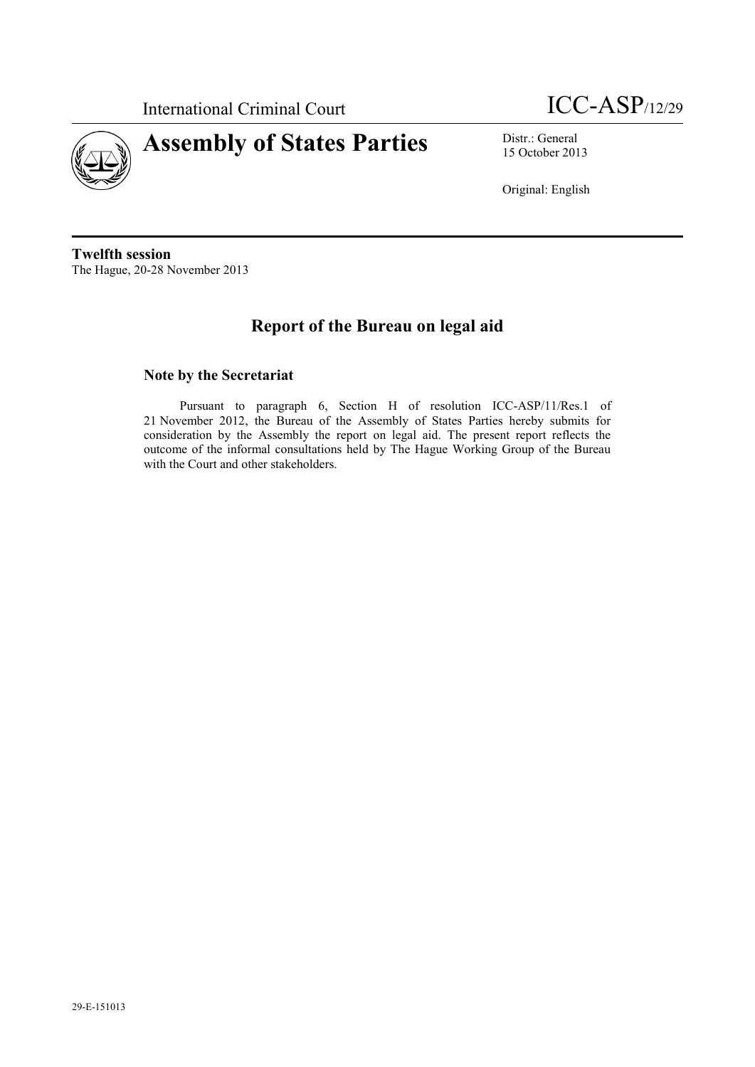International Criminal Court

ICC-ASP/12/29

# Assembly of States Parties

Distr.: General
15 October 2013

Original: English

**Twelfth session**
The Hague, 20-28 November 2013

## Report of the Bureau on legal aid

### Note by the Secretariat

Pursuant to paragraph 6, Section H of resolution ICC-ASP/11/Res.1 of 21 November 2012, the Bureau of the Assembly of States Parties hereby submits for consideration by the Assembly the report on legal aid. The present report reflects the outcome of the informal consultations held by The Hague Working Group of the Bureau with the Court and other stakeholders.

29-E-151013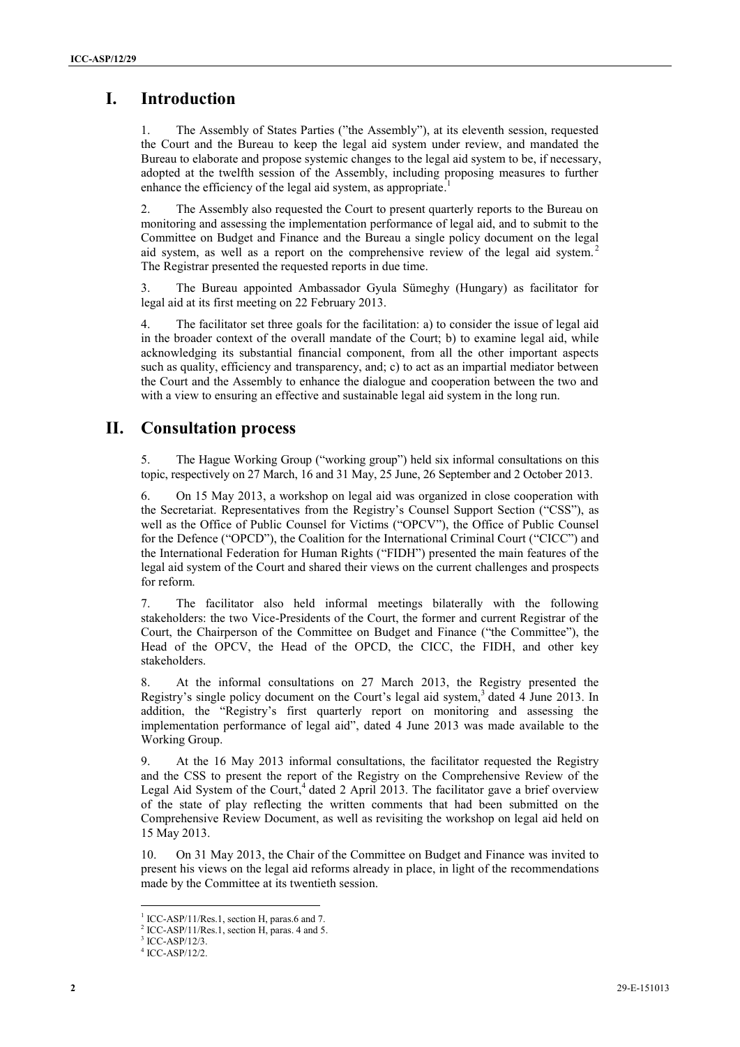# I. Introduction

1. The Assembly of States Parties ("the Assembly"), at its eleventh session, requested the Court and the Bureau to keep the legal aid system under review, and mandated the Bureau to elaborate and propose systemic changes to the legal aid system to be, if necessary, adopted at the twelfth session of the Assembly, including proposing measures to further enhance the efficiency of the legal aid system, as appropriate.[1]

2. The Assembly also requested the Court to present quarterly reports to the Bureau on monitoring and assessing the implementation performance of legal aid, and to submit to the Committee on Budget and Finance and the Bureau a single policy document on the legal aid system, as well as a report on the comprehensive review of the legal aid system.[2] The Registrar presented the requested reports in due time.

3. The Bureau appointed Ambassador Gyula Sümeghy (Hungary) as facilitator for legal aid at its first meeting on 22 February 2013.

4. The facilitator set three goals for the facilitation: a) to consider the issue of legal aid in the broader context of the overall mandate of the Court; b) to examine legal aid, while acknowledging its substantial financial component, from all the other important aspects such as quality, efficiency and transparency, and; c) to act as an impartial mediator between the Court and the Assembly to enhance the dialogue and cooperation between the two and with a view to ensuring an effective and sustainable legal aid system in the long run.

# II. Consultation process

5. The Hague Working Group ("working group") held six informal consultations on this topic, respectively on 27 March, 16 and 31 May, 25 June, 26 September and 2 October 2013.

6. On 15 May 2013, a workshop on legal aid was organized in close cooperation with the Secretariat. Representatives from the Registry's Counsel Support Section ("CSS"), as well as the Office of Public Counsel for Victims ("OPCV"), the Office of Public Counsel for the Defence ("OPCD"), the Coalition for the International Criminal Court ("CICC") and the International Federation for Human Rights ("FIDH") presented the main features of the legal aid system of the Court and shared their views on the current challenges and prospects for reform.

7. The facilitator also held informal meetings bilaterally with the following stakeholders: the two Vice-Presidents of the Court, the former and current Registrar of the Court, the Chairperson of the Committee on Budget and Finance ("the Committee"), the Head of the OPCV, the Head of the OPCD, the CICC, the FIDH, and other key stakeholders.

8. At the informal consultations on 27 March 2013, the Registry presented the Registry's single policy document on the Court's legal aid system,[3] dated 4 June 2013. In addition, the "Registry's first quarterly report on monitoring and assessing the implementation performance of legal aid", dated 4 June 2013 was made available to the Working Group.

9. At the 16 May 2013 informal consultations, the facilitator requested the Registry and the CSS to present the report of the Registry on the Comprehensive Review of the Legal Aid System of the Court,[4] dated 2 April 2013. The facilitator gave a brief overview of the state of play reflecting the written comments that had been submitted on the Comprehensive Review Document, as well as revisiting the workshop on legal aid held on 15 May 2013.

10. On 31 May 2013, the Chair of the Committee on Budget and Finance was invited to present his views on the legal aid reforms already in place, in light of the recommendations made by the Committee at its twentieth session.

---

[1] ICC-ASP/11/Res.1, section H, paras.6 and 7.
[2] ICC-ASP/11/Res.1, section H, paras. 4 and 5.
[3] ICC-ASP/12/3.
[4] ICC-ASP/12/2.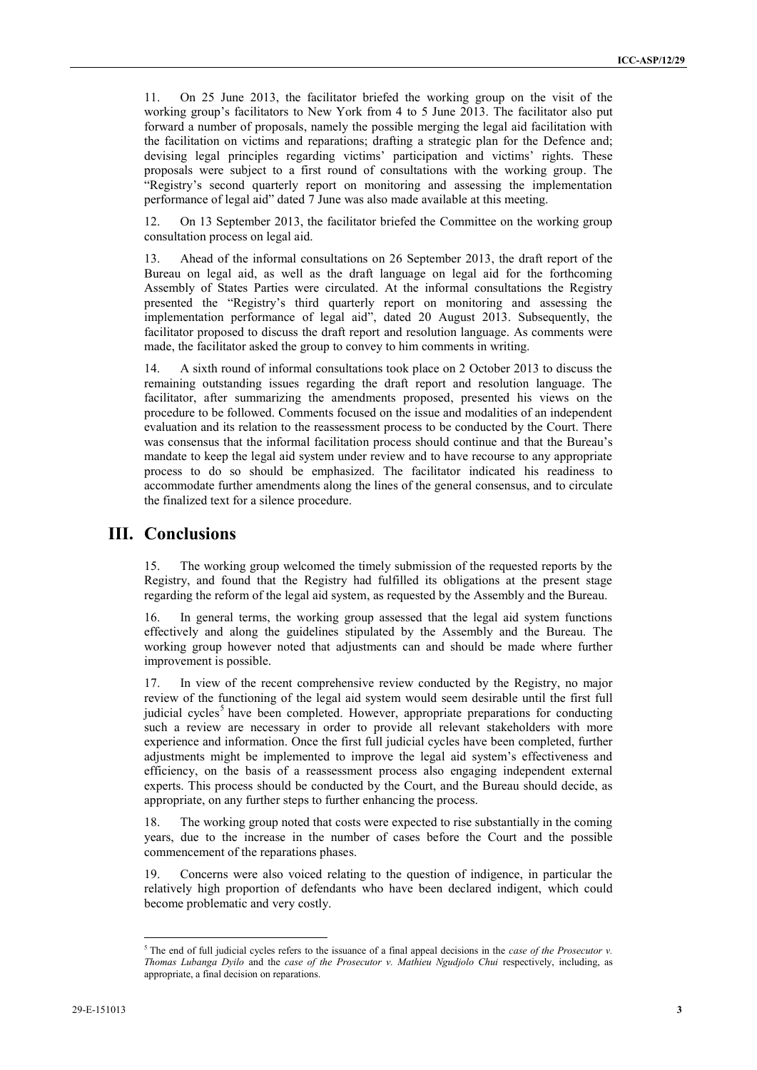11. On 25 June 2013, the facilitator briefed the working group on the visit of the working group's facilitators to New York from 4 to 5 June 2013. The facilitator also put forward a number of proposals, namely the possible merging the legal aid facilitation with the facilitation on victims and reparations; drafting a strategic plan for the Defence and; devising legal principles regarding victims' participation and victims' rights. These proposals were subject to a first round of consultations with the working group. The "Registry's second quarterly report on monitoring and assessing the implementation performance of legal aid" dated 7 June was also made available at this meeting.

12. On 13 September 2013, the facilitator briefed the Committee on the working group consultation process on legal aid.

13. Ahead of the informal consultations on 26 September 2013, the draft report of the Bureau on legal aid, as well as the draft language on legal aid for the forthcoming Assembly of States Parties were circulated. At the informal consultations the Registry presented the "Registry's third quarterly report on monitoring and assessing the implementation performance of legal aid", dated 20 August 2013. Subsequently, the facilitator proposed to discuss the draft report and resolution language. As comments were made, the facilitator asked the group to convey to him comments in writing.

14. A sixth round of informal consultations took place on 2 October 2013 to discuss the remaining outstanding issues regarding the draft report and resolution language. The facilitator, after summarizing the amendments proposed, presented his views on the procedure to be followed. Comments focused on the issue and modalities of an independent evaluation and its relation to the reassessment process to be conducted by the Court. There was consensus that the informal facilitation process should continue and that the Bureau's mandate to keep the legal aid system under review and to have recourse to any appropriate process to do so should be emphasized. The facilitator indicated his readiness to accommodate further amendments along the lines of the general consensus, and to circulate the finalized text for a silence procedure.

# III. Conclusions

15. The working group welcomed the timely submission of the requested reports by the Registry, and found that the Registry had fulfilled its obligations at the present stage regarding the reform of the legal aid system, as requested by the Assembly and the Bureau.

16. In general terms, the working group assessed that the legal aid system functions effectively and along the guidelines stipulated by the Assembly and the Bureau. The working group however noted that adjustments can and should be made where further improvement is possible.

17. In view of the recent comprehensive review conducted by the Registry, no major review of the functioning of the legal aid system would seem desirable until the first full judicial cycles[5] have been completed. However, appropriate preparations for conducting such a review are necessary in order to provide all relevant stakeholders with more experience and information. Once the first full judicial cycles have been completed, further adjustments might be implemented to improve the legal aid system's effectiveness and efficiency, on the basis of a reassessment process also engaging independent external experts. This process should be conducted by the Court, and the Bureau should decide, as appropriate, on any further steps to further enhancing the process.

18. The working group noted that costs were expected to rise substantially in the coming years, due to the increase in the number of cases before the Court and the possible commencement of the reparations phases.

19. Concerns were also voiced relating to the question of indigence, in particular the relatively high proportion of defendants who have been declared indigent, which could become problematic and very costly.

---

[5] The end of full judicial cycles refers to the issuance of a final appeal decisions in the *case of the Prosecutor v. Thomas Lubanga Dyilo* and the *case of the Prosecutor v. Mathieu Ngudjolo Chui* respectively, including, as appropriate, a final decision on reparations.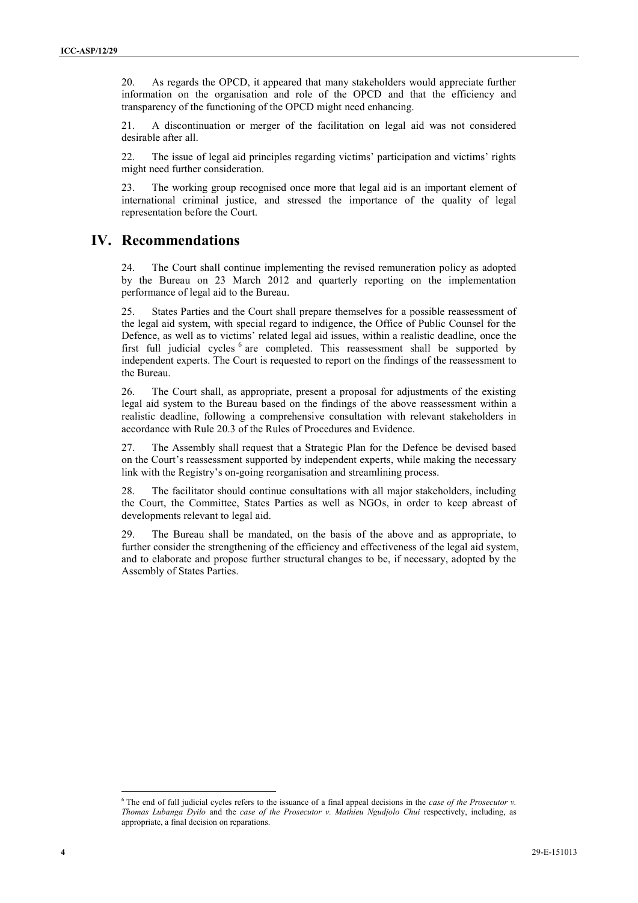20. As regards the OPCD, it appeared that many stakeholders would appreciate further information on the organisation and role of the OPCD and that the efficiency and transparency of the functioning of the OPCD might need enhancing.

21. A discontinuation or merger of the facilitation on legal aid was not considered desirable after all.

22. The issue of legal aid principles regarding victims' participation and victims' rights might need further consideration.

23. The working group recognised once more that legal aid is an important element of international criminal justice, and stressed the importance of the quality of legal representation before the Court.

# IV. Recommendations

24. The Court shall continue implementing the revised remuneration policy as adopted by the Bureau on 23 March 2012 and quarterly reporting on the implementation performance of legal aid to the Bureau.

25. States Parties and the Court shall prepare themselves for a possible reassessment of the legal aid system, with special regard to indigence, the Office of Public Counsel for the Defence, as well as to victims' related legal aid issues, within a realistic deadline, once the first full judicial cycles [6] are completed. This reassessment shall be supported by independent experts. The Court is requested to report on the findings of the reassessment to the Bureau.

26. The Court shall, as appropriate, present a proposal for adjustments of the existing legal aid system to the Bureau based on the findings of the above reassessment within a realistic deadline, following a comprehensive consultation with relevant stakeholders in accordance with Rule 20.3 of the Rules of Procedures and Evidence.

27. The Assembly shall request that a Strategic Plan for the Defence be devised based on the Court's reassessment supported by independent experts, while making the necessary link with the Registry's on-going reorganisation and streamlining process.

28. The facilitator should continue consultations with all major stakeholders, including the Court, the Committee, States Parties as well as NGOs, in order to keep abreast of developments relevant to legal aid.

29. The Bureau shall be mandated, on the basis of the above and as appropriate, to further consider the strengthening of the efficiency and effectiveness of the legal aid system, and to elaborate and propose further structural changes to be, if necessary, adopted by the Assembly of States Parties.

---

[6] The end of full judicial cycles refers to the issuance of a final appeal decisions in the *case of the Prosecutor v. Thomas Lubanga Dyilo* and the *case of the Prosecutor v. Mathieu Ngudjolo Chui* respectively, including, as appropriate, a final decision on reparations.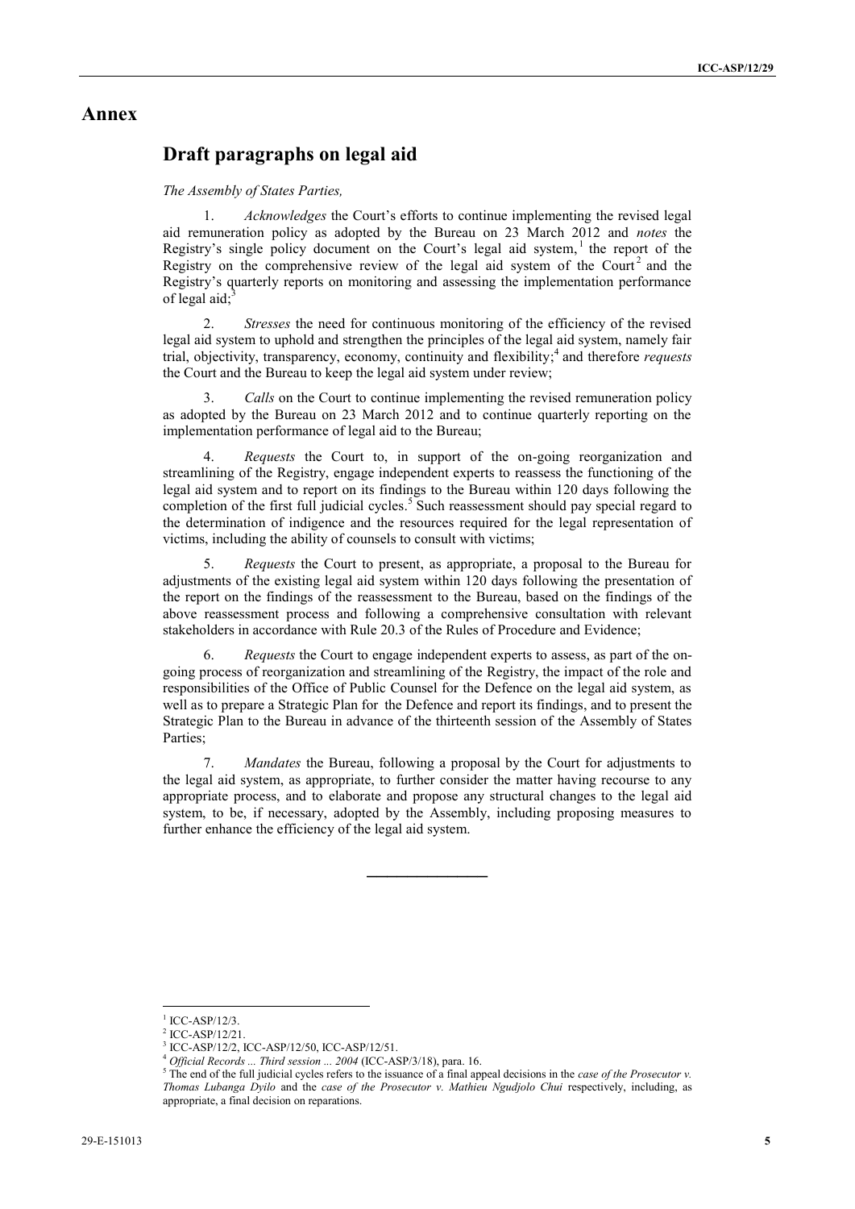# Annex

## Draft paragraphs on legal aid

*The Assembly of States Parties,*

1. *Acknowledges* the Court's efforts to continue implementing the revised legal aid remuneration policy as adopted by the Bureau on 23 March 2012 and *notes* the Registry's single policy document on the Court's legal aid system,[1] the report of the Registry on the comprehensive review of the legal aid system of the Court[2] and the Registry's quarterly reports on monitoring and assessing the implementation performance of legal aid;[3]

2. *Stresses* the need for continuous monitoring of the efficiency of the revised legal aid system to uphold and strengthen the principles of the legal aid system, namely fair trial, objectivity, transparency, economy, continuity and flexibility;[4] and therefore *requests* the Court and the Bureau to keep the legal aid system under review;

3. *Calls* on the Court to continue implementing the revised remuneration policy as adopted by the Bureau on 23 March 2012 and to continue quarterly reporting on the implementation performance of legal aid to the Bureau;

4. *Requests* the Court to, in support of the on-going reorganization and streamlining of the Registry, engage independent experts to reassess the functioning of the legal aid system and to report on its findings to the Bureau within 120 days following the completion of the first full judicial cycles.[5] Such reassessment should pay special regard to the determination of indigence and the resources required for the legal representation of victims, including the ability of counsels to consult with victims;

5. *Requests* the Court to present, as appropriate, a proposal to the Bureau for adjustments of the existing legal aid system within 120 days following the presentation of the report on the findings of the reassessment to the Bureau, based on the findings of the above reassessment process and following a comprehensive consultation with relevant stakeholders in accordance with Rule 20.3 of the Rules of Procedure and Evidence;

6. *Requests* the Court to engage independent experts to assess, as part of the on-going process of reorganization and streamlining of the Registry, the impact of the role and responsibilities of the Office of Public Counsel for the Defence on the legal aid system, as well as to prepare a Strategic Plan for the Defence and report its findings, and to present the Strategic Plan to the Bureau in advance of the thirteenth session of the Assembly of States Parties;

7. *Mandates* the Bureau, following a proposal by the Court for adjustments to the legal aid system, as appropriate, to further consider the matter having recourse to any appropriate process, and to elaborate and propose any structural changes to the legal aid system, to be, if necessary, adopted by the Assembly, including proposing measures to further enhance the efficiency of the legal aid system.

---

[1] ICC-ASP/12/3.

[2] ICC-ASP/12/21.

[3] ICC-ASP/12/2, ICC-ASP/12/50, ICC-ASP/12/51.

[4] *Official Records ... Third session ... 2004* (ICC-ASP/3/18), para. 16.

[5] The end of the full judicial cycles refers to the issuance of a final appeal decisions in the *case of the Prosecutor v. Thomas Lubanga Dyilo* and the *case of the Prosecutor v. Mathieu Ngudjolo Chui* respectively, including, as appropriate, a final decision on reparations.